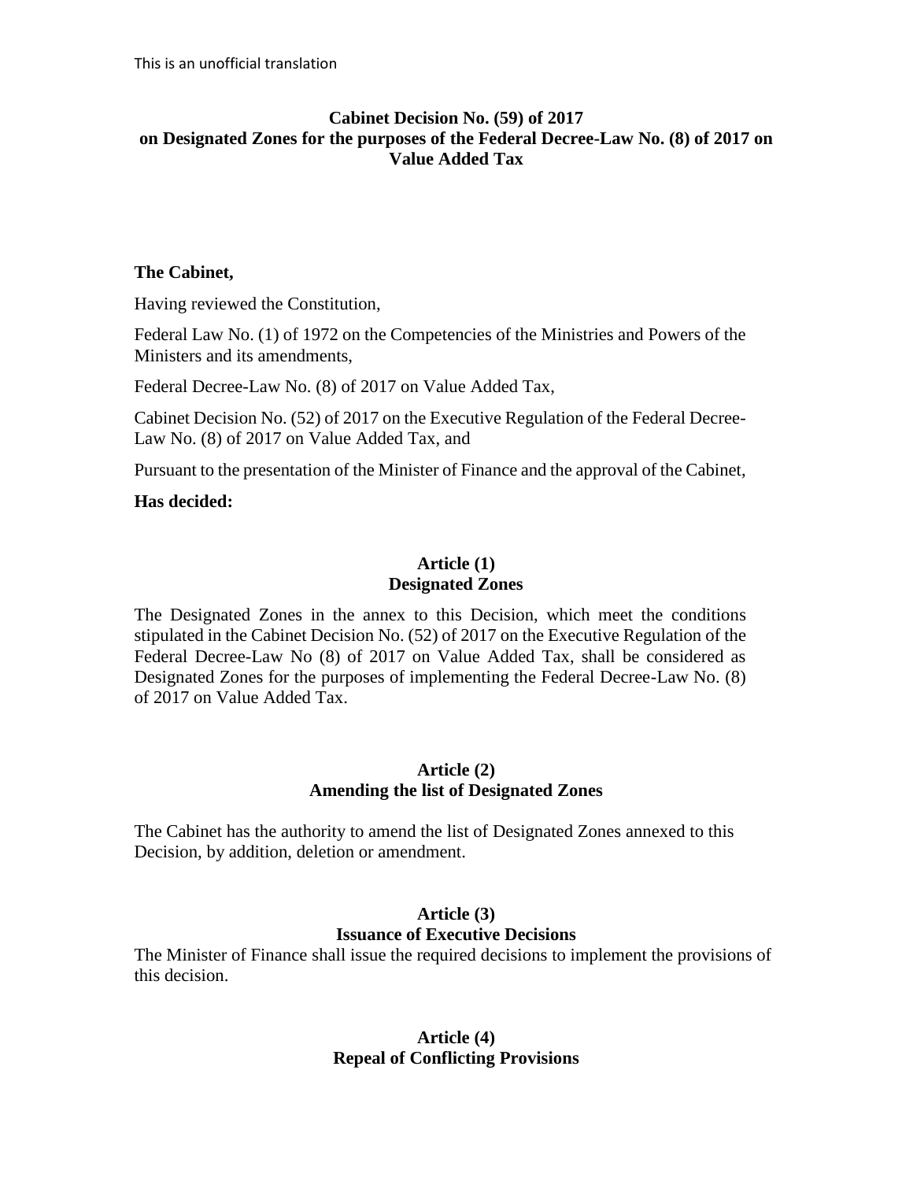This is an unofficial translation

# Cabinet Decision No. (59) of 2017 on Designated Zones for the purposes of the Federal Decree-Law No. (8) of 2017 on Value Added Tax

**The Cabinet,**

Having reviewed the Constitution,

Federal Law No. (1) of 1972 on the Competencies of the Ministries and Powers of the Ministers and its amendments,

Federal Decree-Law No. (8) of 2017 on Value Added Tax,

Cabinet Decision No. (52) of 2017 on the Executive Regulation of the Federal Decree-Law No. (8) of 2017 on Value Added Tax, and

Pursuant to the presentation of the Minister of Finance and the approval of the Cabinet,

**Has decided:**

## Article (1)
## Designated Zones

The Designated Zones in the annex to this Decision, which meet the conditions stipulated in the Cabinet Decision No. (52) of 2017 on the Executive Regulation of the Federal Decree-Law No (8) of 2017 on Value Added Tax, shall be considered as Designated Zones for the purposes of implementing the Federal Decree-Law No. (8) of 2017 on Value Added Tax.

## Article (2)
## Amending the list of Designated Zones

The Cabinet has the authority to amend the list of Designated Zones annexed to this Decision, by addition, deletion or amendment.

## Article (3)
## Issuance of Executive Decisions

The Minister of Finance shall issue the required decisions to implement the provisions of this decision.

## Article (4)
## Repeal of Conflicting Provisions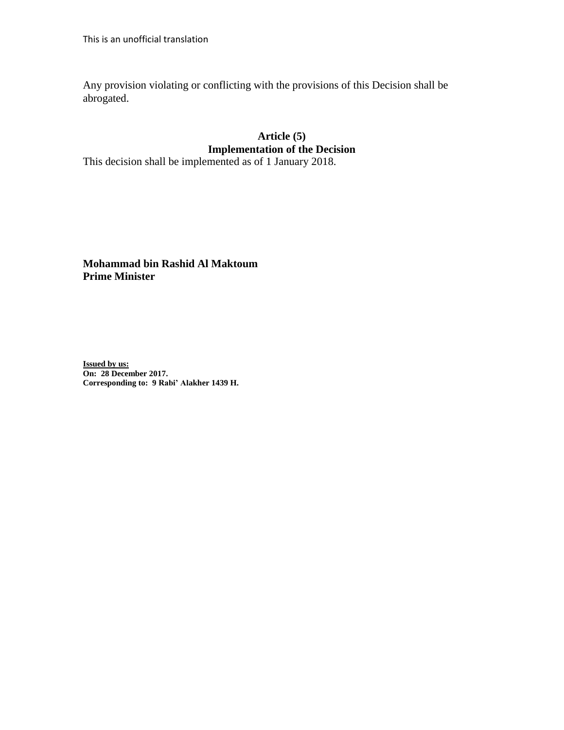Any provision violating or conflicting with the provisions of this Decision shall be abrogated.

**Article (5)**
**Implementation of the Decision**

This decision shall be implemented as of 1 January 2018.

**Mohammad bin Rashid Al Maktoum**
**Prime Minister**

**Issued by us:**
**On: 28 December 2017.**
**Corresponding to: 9 Rabi' Alakher 1439 H.**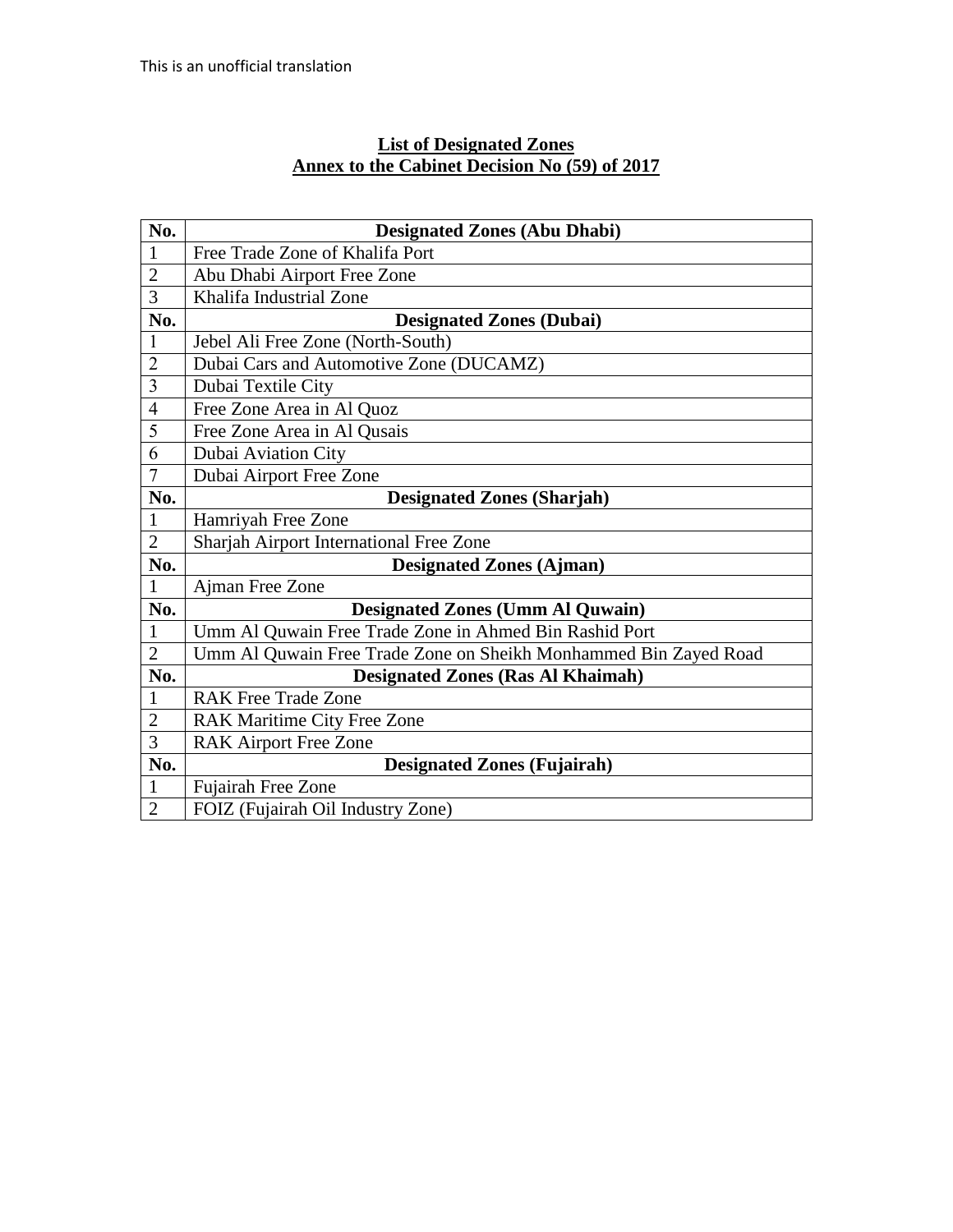This is an unofficial translation

## List of Designated Zones
## Annex to the Cabinet Decision No (59) of 2017

| No. | Designated Zones (Abu Dhabi) |
|---|---|
| 1 | Free Trade Zone of Khalifa Port |
| 2 | Abu Dhabi Airport Free Zone |
| 3 | Khalifa Industrial Zone |
| **No.** | **Designated Zones (Dubai)** |
| 1 | Jebel Ali Free Zone (North-South) |
| 2 | Dubai Cars and Automotive Zone (DUCAMZ) |
| 3 | Dubai Textile City |
| 4 | Free Zone Area in Al Quoz |
| 5 | Free Zone Area in Al Qusais |
| 6 | Dubai Aviation City |
| 7 | Dubai Airport Free Zone |
| **No.** | **Designated Zones (Sharjah)** |
| 1 | Hamriyah Free Zone |
| 2 | Sharjah Airport International Free Zone |
| **No.** | **Designated Zones (Ajman)** |
| 1 | Ajman Free Zone |
| **No.** | **Designated Zones (Umm Al Quwain)** |
| 1 | Umm Al Quwain Free Trade Zone in Ahmed Bin Rashid Port |
| 2 | Umm Al Quwain Free Trade Zone on Sheikh Monhammed Bin Zayed Road |
| **No.** | **Designated Zones (Ras Al Khaimah)** |
| 1 | RAK Free Trade Zone |
| 2 | RAK Maritime City Free Zone |
| 3 | RAK Airport Free Zone |
| **No.** | **Designated Zones (Fujairah)** |
| 1 | Fujairah Free Zone |
| 2 | FOIZ (Fujairah Oil Industry Zone) |